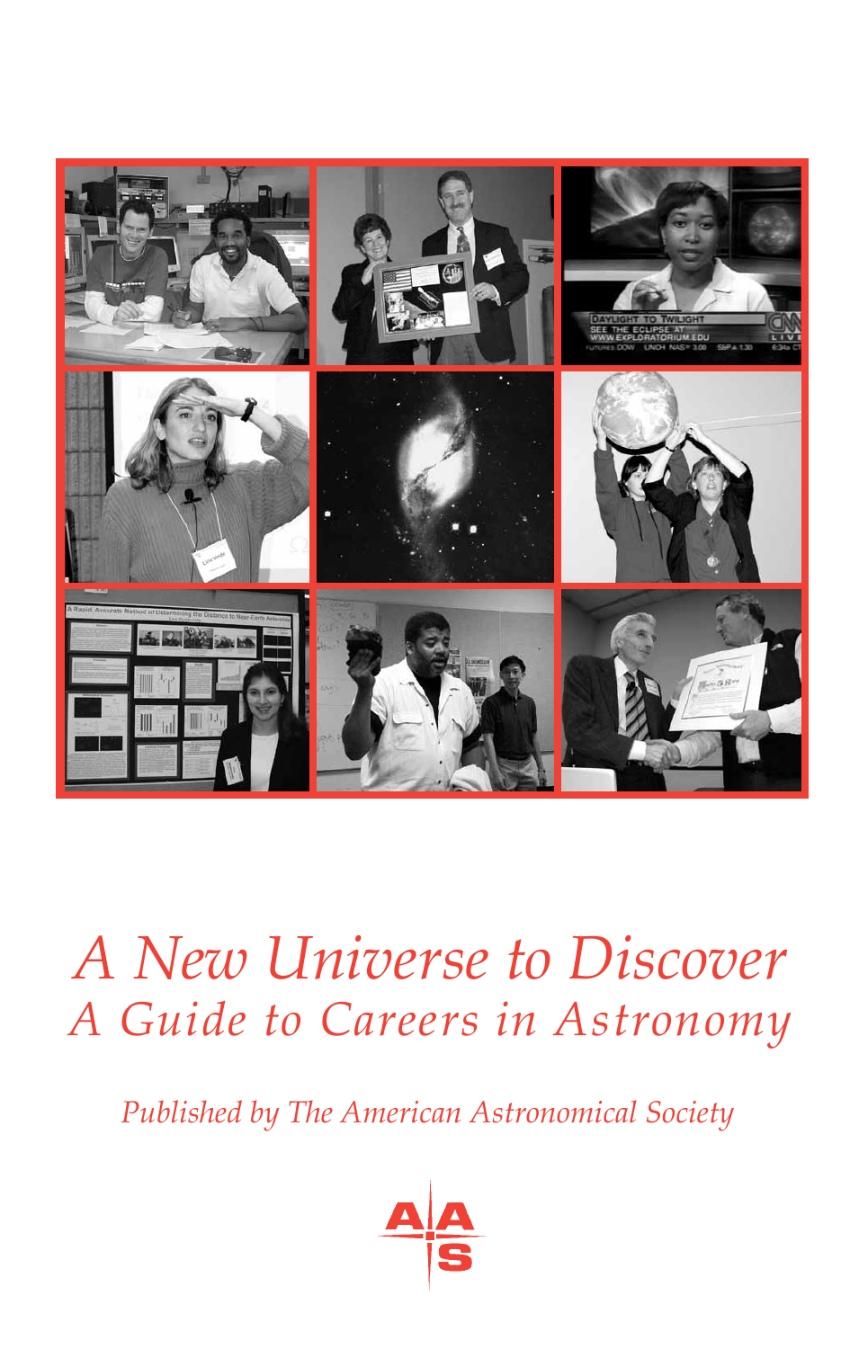# A New Universe to Discover

## A Guide to Careers in Astronomy

*Published by The American Astronomical Society*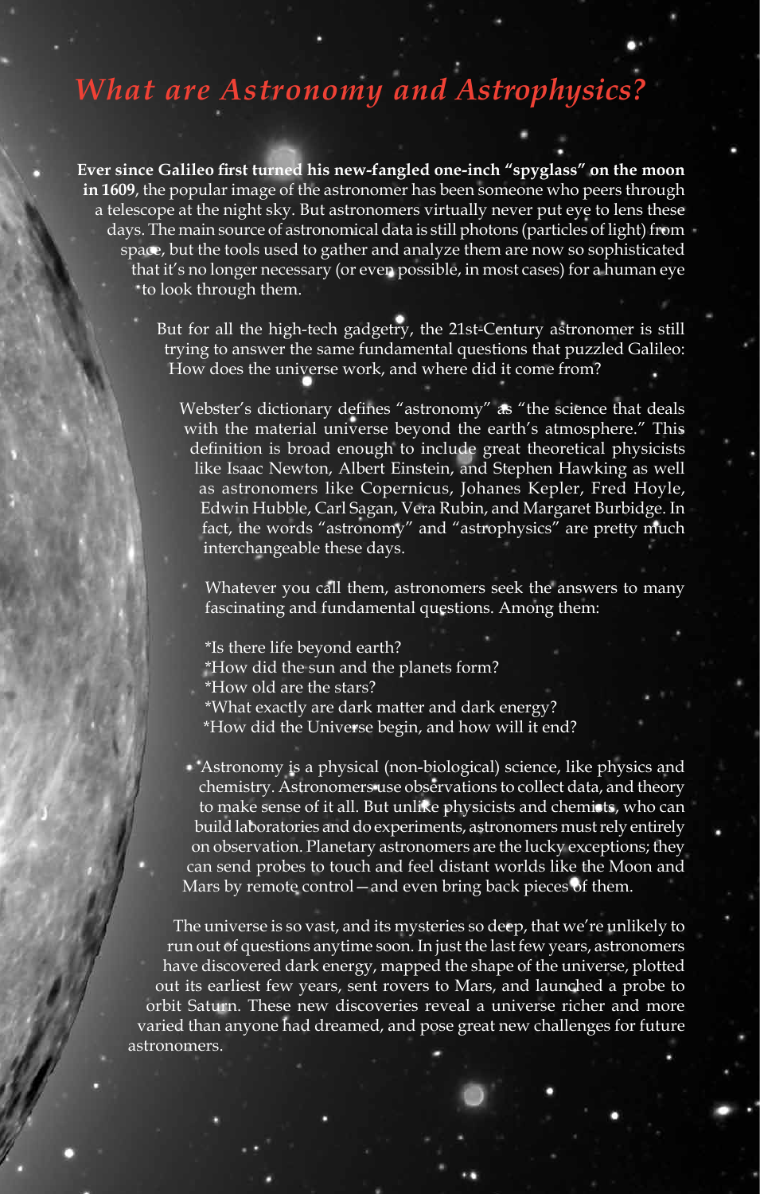# *What are Astronomy and Astrophysics?*

**Ever since Galileo first turned his new-fangled one-inch "spyglass" on the moon in 1609**, the popular image of the astronomer has been someone who peers through a telescope at the night sky. But astronomers virtually never put eye to lens these days. The main source of astronomical data is still photons (particles of light) from space, but the tools used to gather and analyze them are now so sophisticated that it's no longer necessary (or even possible, in most cases) for a human eye to look through them.

But for all the high-tech gadgetry, the 21st-Century astronomer is still trying to answer the same fundamental questions that puzzled Galileo: How does the universe work, and where did it come from?

Webster's dictionary defines "astronomy" as "the science that deals with the material universe beyond the earth's atmosphere." This definition is broad enough to include great theoretical physicists like Isaac Newton, Albert Einstein, and Stephen Hawking as well as astronomers like Copernicus, Johanes Kepler, Fred Hoyle, Edwin Hubble, Carl Sagan, Vera Rubin, and Margaret Burbidge. In fact, the words "astronomy" and "astrophysics" are pretty much interchangeable these days.

Whatever you call them, astronomers seek the answers to many fascinating and fundamental questions. Among them:

*Is there life beyond earth?
*How did the sun and the planets form?
*How old are the stars?
*What exactly are dark matter and dark energy?
*How did the Universe begin, and how will it end?

Astronomy is a physical (non-biological) science, like physics and chemistry. Astronomers use observations to collect data, and theory to make sense of it all. But unlike physicists and chemists, who can build laboratories and do experiments, astronomers must rely entirely on observation. Planetary astronomers are the lucky exceptions; they can send probes to touch and feel distant worlds like the Moon and Mars by remote control—and even bring back pieces of them.

The universe is so vast, and its mysteries so deep, that we're unlikely to run out of questions anytime soon. In just the last few years, astronomers have discovered dark energy, mapped the shape of the universe, plotted out its earliest few years, sent rovers to Mars, and launched a probe to orbit Saturn. These new discoveries reveal a universe richer and more varied than anyone had dreamed, and pose great new challenges for future astronomers.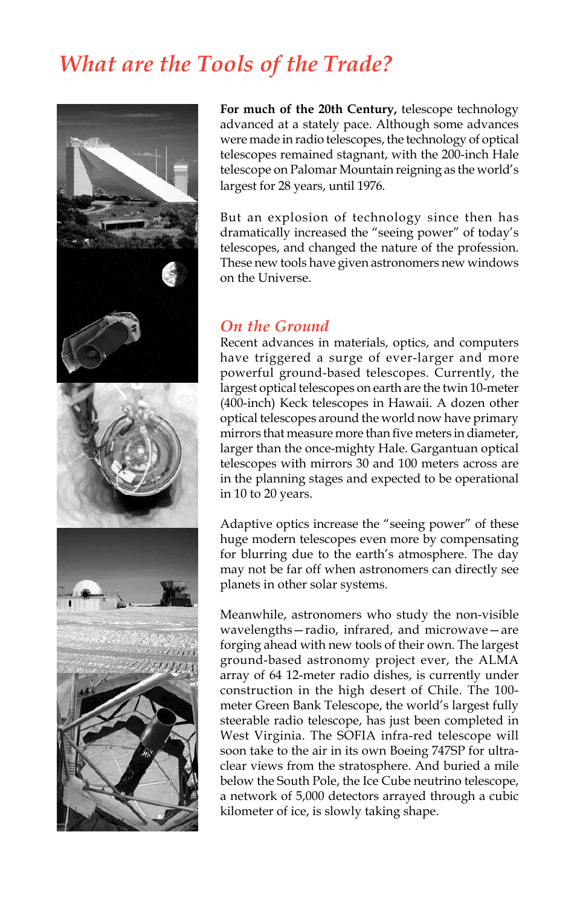# What are the Tools of the Trade?

**For much of the 20th Century,** telescope technology advanced at a stately pace. Although some advances were made in radio telescopes, the technology of optical telescopes remained stagnant, with the 200-inch Hale telescope on Palomar Mountain reigning as the world's largest for 28 years, until 1976.

But an explosion of technology since then has dramatically increased the "seeing power" of today's telescopes, and changed the nature of the profession. These new tools have given astronomers new windows on the Universe.

## On the Ground

Recent advances in materials, optics, and computers have triggered a surge of ever-larger and more powerful ground-based telescopes. Currently, the largest optical telescopes on earth are the twin 10-meter (400-inch) Keck telescopes in Hawaii. A dozen other optical telescopes around the world now have primary mirrors that measure more than five meters in diameter, larger than the once-mighty Hale. Gargantuan optical telescopes with mirrors 30 and 100 meters across are in the planning stages and expected to be operational in 10 to 20 years.

Adaptive optics increase the "seeing power" of these huge modern telescopes even more by compensating for blurring due to the earth's atmosphere. The day may not be far off when astronomers can directly see planets in other solar systems.

Meanwhile, astronomers who study the non-visible wavelengths—radio, infrared, and microwave—are forging ahead with new tools of their own. The largest ground-based astronomy project ever, the ALMA array of 64 12-meter radio dishes, is currently under construction in the high desert of Chile. The 100-meter Green Bank Telescope, the world's largest fully steerable radio telescope, has just been completed in West Virginia. The SOFIA infra-red telescope will soon take to the air in its own Boeing 747SP for ultra-clear views from the stratosphere. And buried a mile below the South Pole, the Ice Cube neutrino telescope, a network of 5,000 detectors arrayed through a cubic kilometer of ice, is slowly taking shape.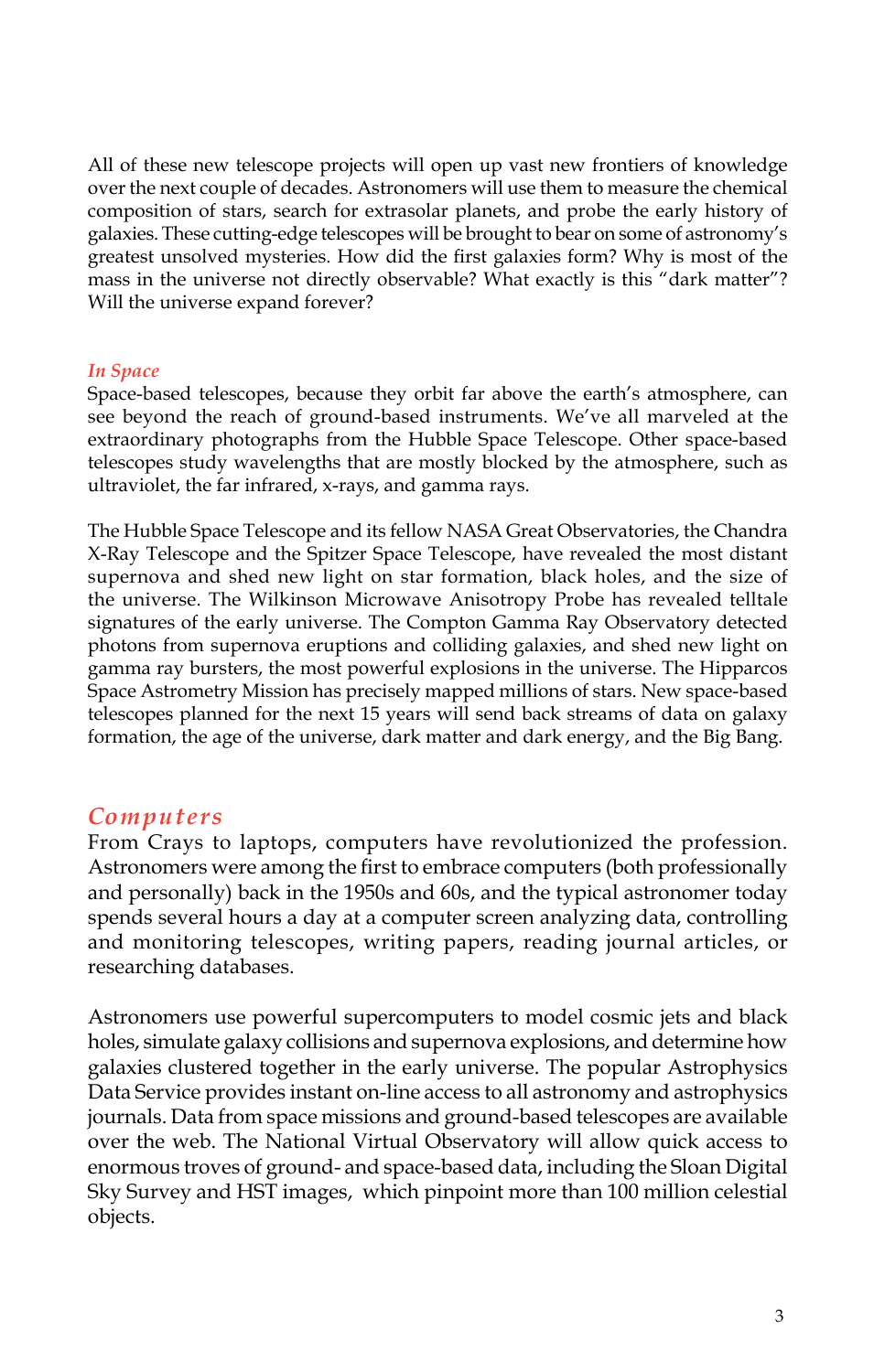All of these new telescope projects will open up vast new frontiers of knowledge over the next couple of decades. Astronomers will use them to measure the chemical composition of stars, search for extrasolar planets, and probe the early history of galaxies. These cutting-edge telescopes will be brought to bear on some of astronomy's greatest unsolved mysteries. How did the first galaxies form? Why is most of the mass in the universe not directly observable? What exactly is this "dark matter"? Will the universe expand forever?

### *In Space*

Space-based telescopes, because they orbit far above the earth's atmosphere, can see beyond the reach of ground-based instruments. We've all marveled at the extraordinary photographs from the Hubble Space Telescope. Other space-based telescopes study wavelengths that are mostly blocked by the atmosphere, such as ultraviolet, the far infrared, x-rays, and gamma rays.

The Hubble Space Telescope and its fellow NASA Great Observatories, the Chandra X-Ray Telescope and the Spitzer Space Telescope, have revealed the most distant supernova and shed new light on star formation, black holes, and the size of the universe. The Wilkinson Microwave Anisotropy Probe has revealed telltale signatures of the early universe. The Compton Gamma Ray Observatory detected photons from supernova eruptions and colliding galaxies, and shed new light on gamma ray bursters, the most powerful explosions in the universe. The Hipparcos Space Astrometry Mission has precisely mapped millions of stars. New space-based telescopes planned for the next 15 years will send back streams of data on galaxy formation, the age of the universe, dark matter and dark energy, and the Big Bang.

## *Computers*

From Crays to laptops, computers have revolutionized the profession. Astronomers were among the first to embrace computers (both professionally and personally) back in the 1950s and 60s, and the typical astronomer today spends several hours a day at a computer screen analyzing data, controlling and monitoring telescopes, writing papers, reading journal articles, or researching databases.

Astronomers use powerful supercomputers to model cosmic jets and black holes, simulate galaxy collisions and supernova explosions, and determine how galaxies clustered together in the early universe. The popular Astrophysics Data Service provides instant on-line access to all astronomy and astrophysics journals. Data from space missions and ground-based telescopes are available over the web. The National Virtual Observatory will allow quick access to enormous troves of ground- and space-based data, including the Sloan Digital Sky Survey and HST images, which pinpoint more than 100 million celestial objects.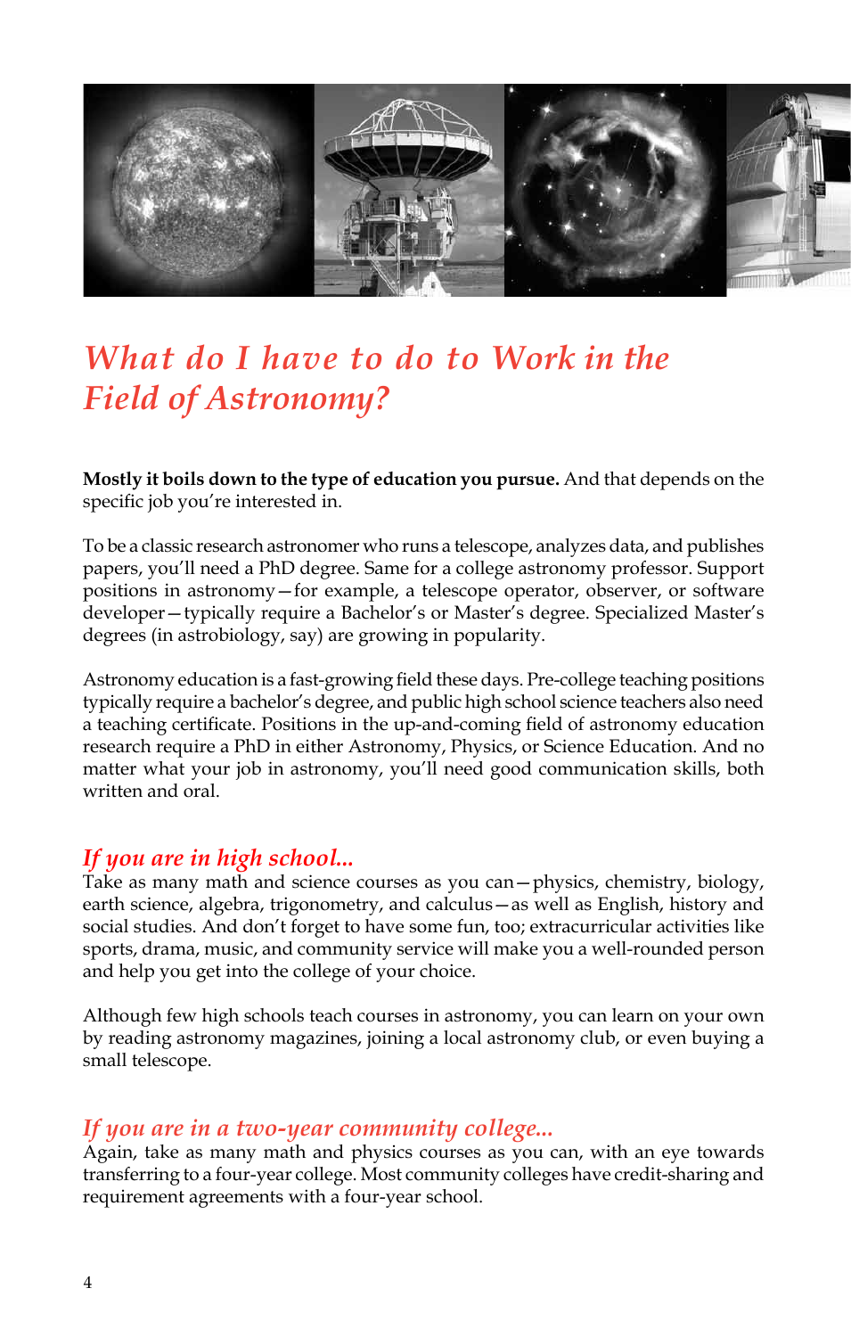# *What do I have to do to Work in the Field of Astronomy?*

**Mostly it boils down to the type of education you pursue.** And that depends on the specific job you're interested in.

To be a classic research astronomer who runs a telescope, analyzes data, and publishes papers, you'll need a PhD degree. Same for a college astronomy professor. Support positions in astronomy—for example, a telescope operator, observer, or software developer—typically require a Bachelor's or Master's degree. Specialized Master's degrees (in astrobiology, say) are growing in popularity.

Astronomy education is a fast-growing field these days. Pre-college teaching positions typically require a bachelor's degree, and public high school science teachers also need a teaching certificate. Positions in the up-and-coming field of astronomy education research require a PhD in either Astronomy, Physics, or Science Education. And no matter what your job in astronomy, you'll need good communication skills, both written and oral.

## *If you are in high school...*

Take as many math and science courses as you can—physics, chemistry, biology, earth science, algebra, trigonometry, and calculus—as well as English, history and social studies. And don't forget to have some fun, too; extracurricular activities like sports, drama, music, and community service will make you a well-rounded person and help you get into the college of your choice.

Although few high schools teach courses in astronomy, you can learn on your own by reading astronomy magazines, joining a local astronomy club, or even buying a small telescope.

## *If you are in a two-year community college...*

Again, take as many math and physics courses as you can, with an eye towards transferring to a four-year college. Most community colleges have credit-sharing and requirement agreements with a four-year school.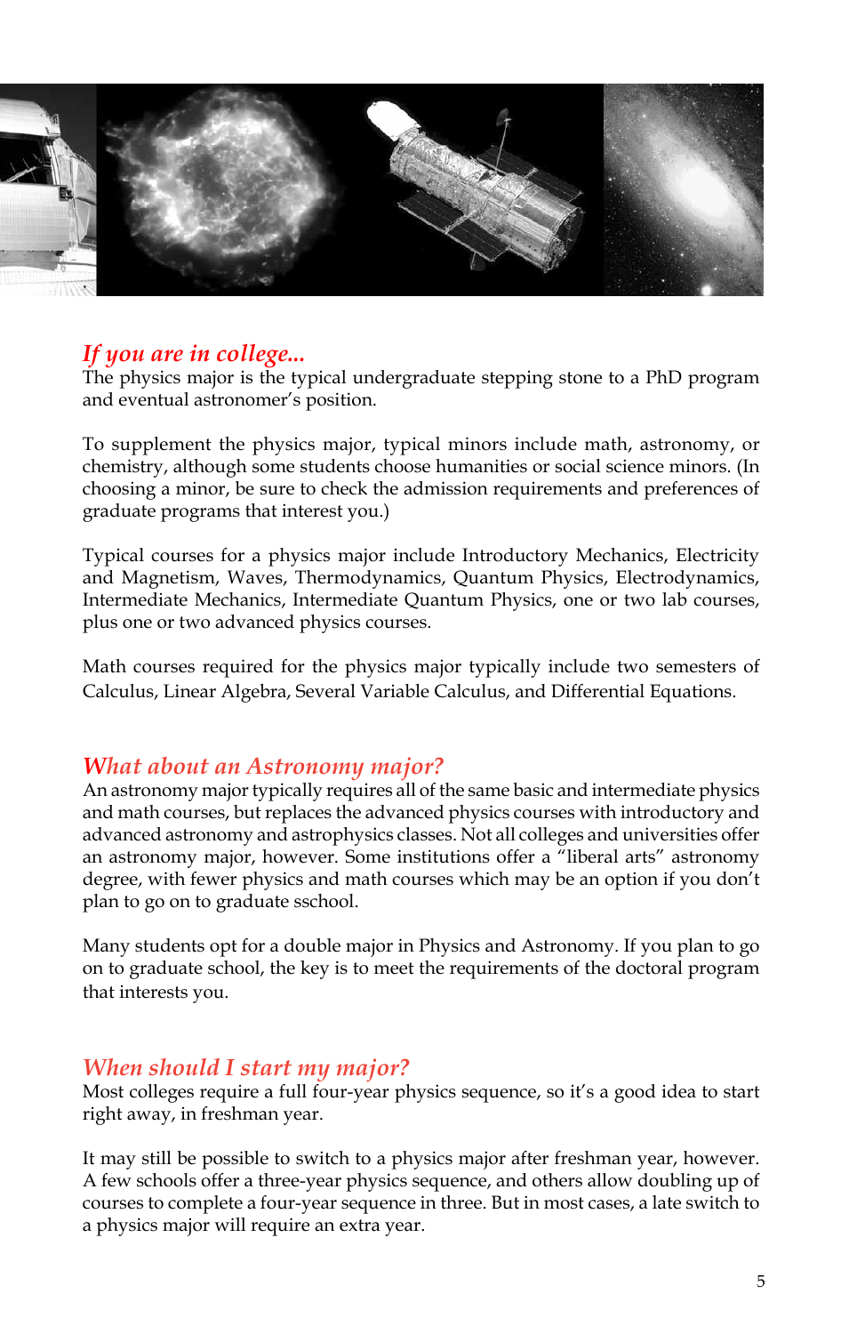## *If you are in college...*

The physics major is the typical undergraduate stepping stone to a PhD program and eventual astronomer's position.

To supplement the physics major, typical minors include math, astronomy, or chemistry, although some students choose humanities or social science minors. (In choosing a minor, be sure to check the admission requirements and preferences of graduate programs that interest you.)

Typical courses for a physics major include Introductory Mechanics, Electricity and Magnetism, Waves, Thermodynamics, Quantum Physics, Electrodynamics, Intermediate Mechanics, Intermediate Quantum Physics, one or two lab courses, plus one or two advanced physics courses.

Math courses required for the physics major typically include two semesters of Calculus, Linear Algebra, Several Variable Calculus, and Differential Equations.

## *What about an Astronomy major?*

An astronomy major typically requires all of the same basic and intermediate physics and math courses, but replaces the advanced physics courses with introductory and advanced astronomy and astrophysics classes. Not all colleges and universities offer an astronomy major, however. Some institutions offer a "liberal arts" astronomy degree, with fewer physics and math courses which may be an option if you don't plan to go on to graduate sschool.

Many students opt for a double major in Physics and Astronomy. If you plan to go on to graduate school, the key is to meet the requirements of the doctoral program that interests you.

## *When should I start my major?*

Most colleges require a full four-year physics sequence, so it's a good idea to start right away, in freshman year.

It may still be possible to switch to a physics major after freshman year, however. A few schools offer a three-year physics sequence, and others allow doubling up of courses to complete a four-year sequence in three. But in most cases, a late switch to a physics major will require an extra year.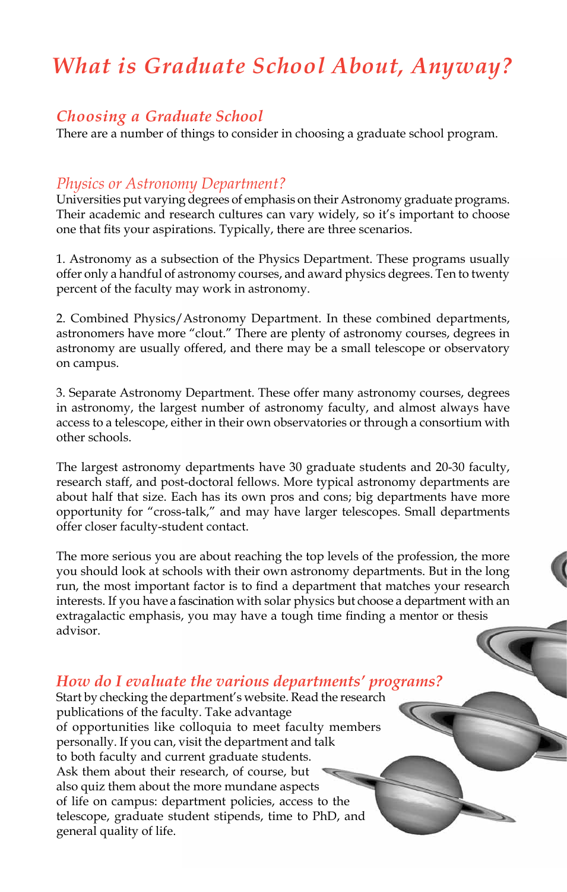# What is Graduate School About, Anyway?

## Choosing a Graduate School

There are a number of things to consider in choosing a graduate school program.

### *Physics or Astronomy Department?*

Universities put varying degrees of emphasis on their Astronomy graduate programs. Their academic and research cultures can vary widely, so it's important to choose one that fits your aspirations. Typically, there are three scenarios.

1. Astronomy as a subsection of the Physics Department. These programs usually offer only a handful of astronomy courses, and award physics degrees. Ten to twenty percent of the faculty may work in astronomy.

2. Combined Physics/Astronomy Department. In these combined departments, astronomers have more "clout." There are plenty of astronomy courses, degrees in astronomy are usually offered, and there may be a small telescope or observatory on campus.

3. Separate Astronomy Department. These offer many astronomy courses, degrees in astronomy, the largest number of astronomy faculty, and almost always have access to a telescope, either in their own observatories or through a consortium with other schools.

The largest astronomy departments have 30 graduate students and 20-30 faculty, research staff, and post-doctoral fellows. More typical astronomy departments are about half that size. Each has its own pros and cons; big departments have more opportunity for "cross-talk," and may have larger telescopes. Small departments offer closer faculty-student contact.

The more serious you are about reaching the top levels of the profession, the more you should look at schools with their own astronomy departments. But in the long run, the most important factor is to find a department that matches your research interests. If you have a fascination with solar physics but choose a department with an extragalactic emphasis, you may have a tough time finding a mentor or thesis advisor.

### *How do I evaluate the various departments' programs?*

Start by checking the department's website. Read the research publications of the faculty. Take advantage of opportunities like colloquia to meet faculty members personally. If you can, visit the department and talk to both faculty and current graduate students. Ask them about their research, of course, but also quiz them about the more mundane aspects of life on campus: department policies, access to the telescope, graduate student stipends, time to PhD, and general quality of life.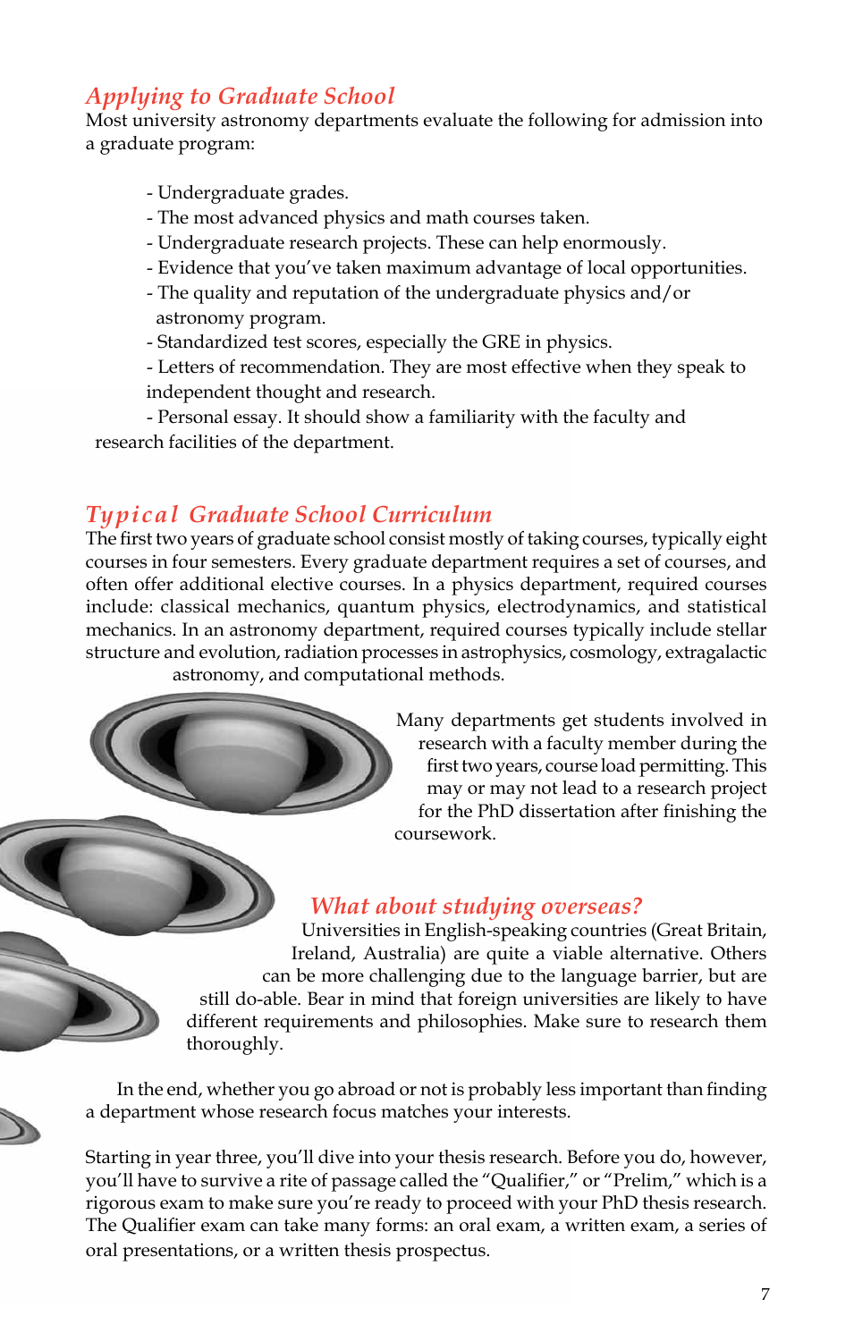## *Applying to Graduate School*

Most university astronomy departments evaluate the following for admission into a graduate program:

- Undergraduate grades.
- The most advanced physics and math courses taken.
- Undergraduate research projects. These can help enormously.
- Evidence that you've taken maximum advantage of local opportunities.
- The quality and reputation of the undergraduate physics and/or astronomy program.
- Standardized test scores, especially the GRE in physics.
- Letters of recommendation. They are most effective when they speak to independent thought and research.
- Personal essay. It should show a familiarity with the faculty and research facilities of the department.

## *Typical Graduate School Curriculum*

The first two years of graduate school consist mostly of taking courses, typically eight courses in four semesters. Every graduate department requires a set of courses, and often offer additional elective courses. In a physics department, required courses include: classical mechanics, quantum physics, electrodynamics, and statistical mechanics. In an astronomy department, required courses typically include stellar structure and evolution, radiation processes in astrophysics, cosmology, extragalactic astronomy, and computational methods.

Many departments get students involved in research with a faculty member during the first two years, course load permitting. This may or may not lead to a research project for the PhD dissertation after finishing the coursework.

## *What about studying overseas?*

Universities in English-speaking countries (Great Britain, Ireland, Australia) are quite a viable alternative. Others can be more challenging due to the language barrier, but are still do-able. Bear in mind that foreign universities are likely to have different requirements and philosophies. Make sure to research them thoroughly.

In the end, whether you go abroad or not is probably less important than finding a department whose research focus matches your interests.

Starting in year three, you'll dive into your thesis research. Before you do, however, you'll have to survive a rite of passage called the "Qualifier," or "Prelim," which is a rigorous exam to make sure you're ready to proceed with your PhD thesis research. The Qualifier exam can take many forms: an oral exam, a written exam, a series of oral presentations, or a written thesis prospectus.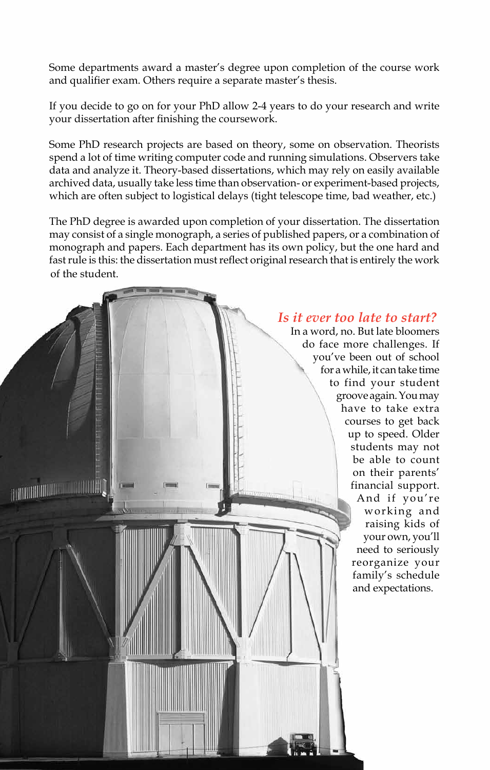Some departments award a master's degree upon completion of the course work and qualifier exam. Others require a separate master's thesis.

If you decide to go on for your PhD allow 2-4 years to do your research and write your dissertation after finishing the coursework.

Some PhD research projects are based on theory, some on observation. Theorists spend a lot of time writing computer code and running simulations. Observers take data and analyze it. Theory-based dissertations, which may rely on easily available archived data, usually take less time than observation- or experiment-based projects, which are often subject to logistical delays (tight telescope time, bad weather, etc.)

The PhD degree is awarded upon completion of your dissertation. The dissertation may consist of a single monograph, a series of published papers, or a combination of monograph and papers. Each department has its own policy, but the one hard and fast rule is this: the dissertation must reflect original research that is entirely the work of the student.

### *Is it ever too late to start?*

In a word, no. But late bloomers do face more challenges. If you've been out of school for a while, it can take time to find your student groove again. You may have to take extra courses to get back up to speed. Older students may not be able to count on their parents' financial support. And if you're working and raising kids of your own, you'll need to seriously reorganize your family's schedule and expectations.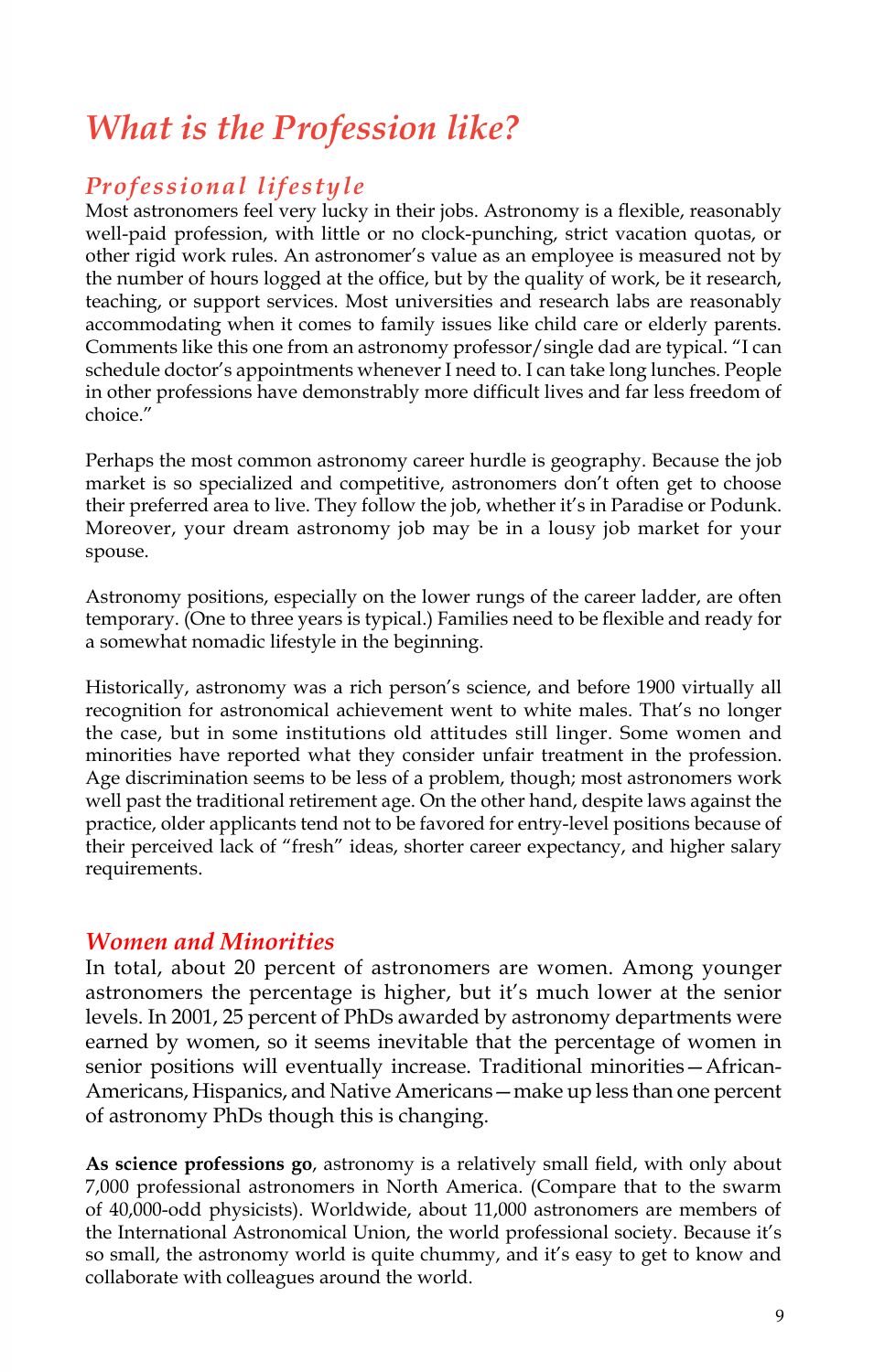# What is the Profession like?

## Professional lifestyle

Most astronomers feel very lucky in their jobs. Astronomy is a flexible, reasonably well-paid profession, with little or no clock-punching, strict vacation quotas, or other rigid work rules. An astronomer's value as an employee is measured not by the number of hours logged at the office, but by the quality of work, be it research, teaching, or support services. Most universities and research labs are reasonably accommodating when it comes to family issues like child care or elderly parents. Comments like this one from an astronomy professor/single dad are typical. "I can schedule doctor's appointments whenever I need to. I can take long lunches. People in other professions have demonstrably more difficult lives and far less freedom of choice."

Perhaps the most common astronomy career hurdle is geography. Because the job market is so specialized and competitive, astronomers don't often get to choose their preferred area to live. They follow the job, whether it's in Paradise or Podunk. Moreover, your dream astronomy job may be in a lousy job market for your spouse.

Astronomy positions, especially on the lower rungs of the career ladder, are often temporary. (One to three years is typical.) Families need to be flexible and ready for a somewhat nomadic lifestyle in the beginning.

Historically, astronomy was a rich person's science, and before 1900 virtually all recognition for astronomical achievement went to white males. That's no longer the case, but in some institutions old attitudes still linger. Some women and minorities have reported what they consider unfair treatment in the profession. Age discrimination seems to be less of a problem, though; most astronomers work well past the traditional retirement age. On the other hand, despite laws against the practice, older applicants tend not to be favored for entry-level positions because of their perceived lack of "fresh" ideas, shorter career expectancy, and higher salary requirements.

## Women and Minorities

In total, about 20 percent of astronomers are women. Among younger astronomers the percentage is higher, but it's much lower at the senior levels. In 2001, 25 percent of PhDs awarded by astronomy departments were earned by women, so it seems inevitable that the percentage of women in senior positions will eventually increase. Traditional minorities—African-Americans, Hispanics, and Native Americans—make up less than one percent of astronomy PhDs though this is changing.

**As science professions go**, astronomy is a relatively small field, with only about 7,000 professional astronomers in North America. (Compare that to the swarm of 40,000-odd physicists). Worldwide, about 11,000 astronomers are members of the International Astronomical Union, the world professional society. Because it's so small, the astronomy world is quite chummy, and it's easy to get to know and collaborate with colleagues around the world.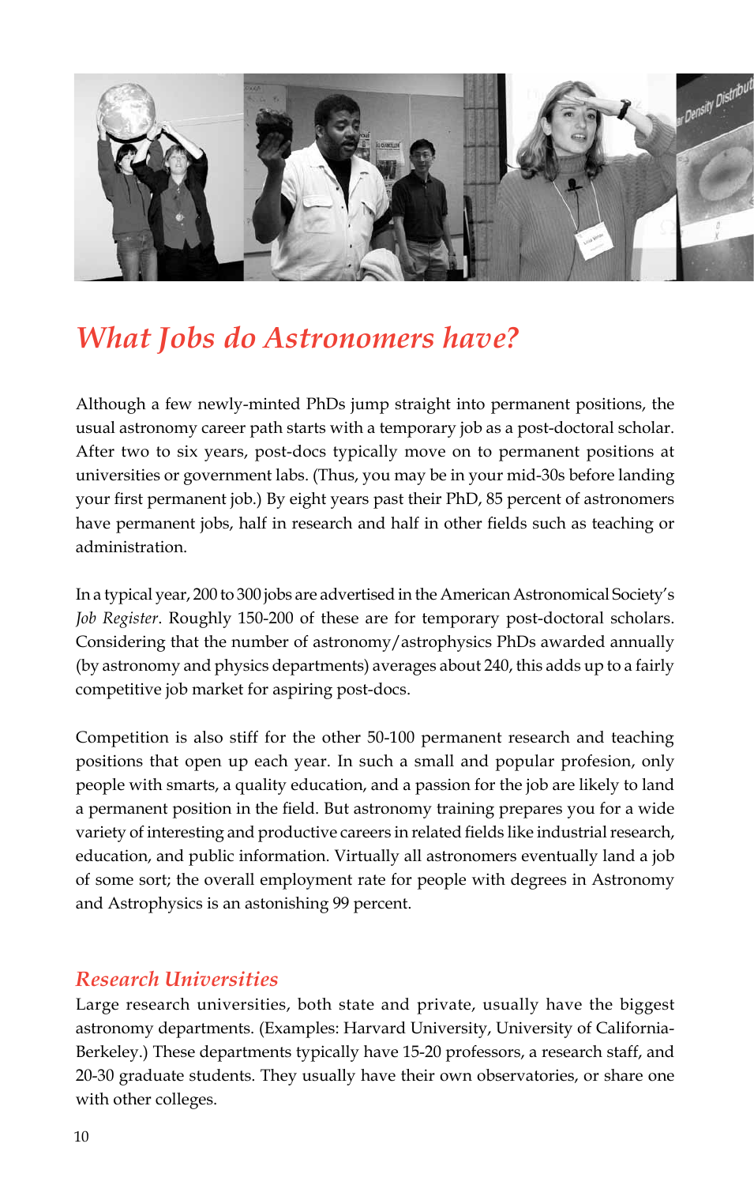## *What Jobs do Astronomers have?*

Although a few newly-minted PhDs jump straight into permanent positions, the usual astronomy career path starts with a temporary job as a post-doctoral scholar. After two to six years, post-docs typically move on to permanent positions at universities or government labs. (Thus, you may be in your mid-30s before landing your first permanent job.) By eight years past their PhD, 85 percent of astronomers have permanent jobs, half in research and half in other fields such as teaching or administration.

In a typical year, 200 to 300 jobs are advertised in the American Astronomical Society's *Job Register*. Roughly 150-200 of these are for temporary post-doctoral scholars. Considering that the number of astronomy/astrophysics PhDs awarded annually (by astronomy and physics departments) averages about 240, this adds up to a fairly competitive job market for aspiring post-docs.

Competition is also stiff for the other 50-100 permanent research and teaching positions that open up each year. In such a small and popular profesion, only people with smarts, a quality education, and a passion for the job are likely to land a permanent position in the field. But astronomy training prepares you for a wide variety of interesting and productive careers in related fields like industrial research, education, and public information. Virtually all astronomers eventually land a job of some sort; the overall employment rate for people with degrees in Astronomy and Astrophysics is an astonishing 99 percent.

### *Research Universities*

Large research universities, both state and private, usually have the biggest astronomy departments. (Examples: Harvard University, University of California-Berkeley.) These departments typically have 15-20 professors, a research staff, and 20-30 graduate students. They usually have their own observatories, or share one with other colleges.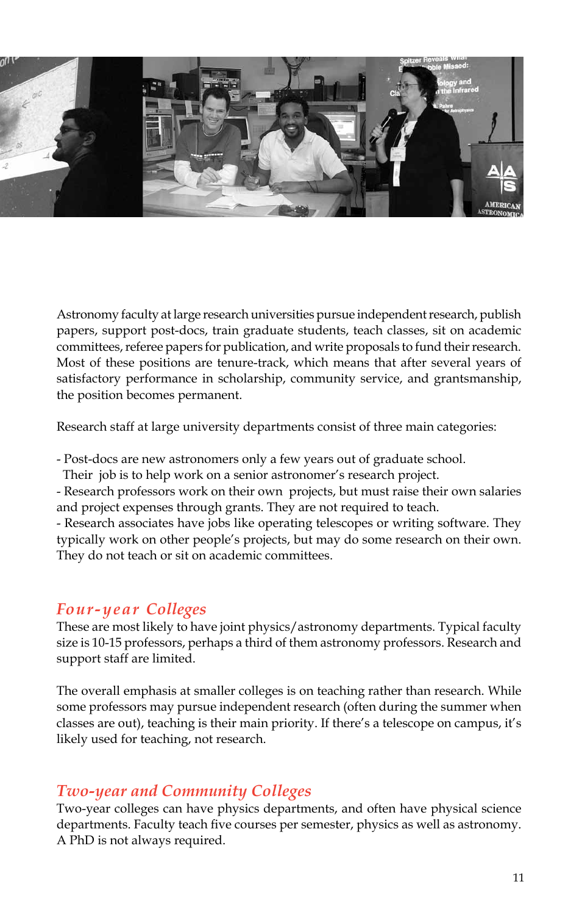Astronomy faculty at large research universities pursue independent research, publish papers, support post-docs, train graduate students, teach classes, sit on academic committees, referee papers for publication, and write proposals to fund their research. Most of these positions are tenure-track, which means that after several years of satisfactory performance in scholarship, community service, and grantsmanship, the position becomes permanent.

Research staff at large university departments consist of three main categories:

- Post-docs are new astronomers only a few years out of graduate school. Their job is to help work on a senior astronomer's research project.
- Research professors work on their own projects, but must raise their own salaries and project expenses through grants. They are not required to teach.
- Research associates have jobs like operating telescopes or writing software. They typically work on other people's projects, but may do some research on their own. They do not teach or sit on academic committees.

## *Four-year Colleges*

These are most likely to have joint physics/astronomy departments. Typical faculty size is 10-15 professors, perhaps a third of them astronomy professors. Research and support staff are limited.

The overall emphasis at smaller colleges is on teaching rather than research. While some professors may pursue independent research (often during the summer when classes are out), teaching is their main priority. If there's a telescope on campus, it's likely used for teaching, not research.

## *Two-year and Community Colleges*

Two-year colleges can have physics departments, and often have physical science departments. Faculty teach five courses per semester, physics as well as astronomy. A PhD is not always required.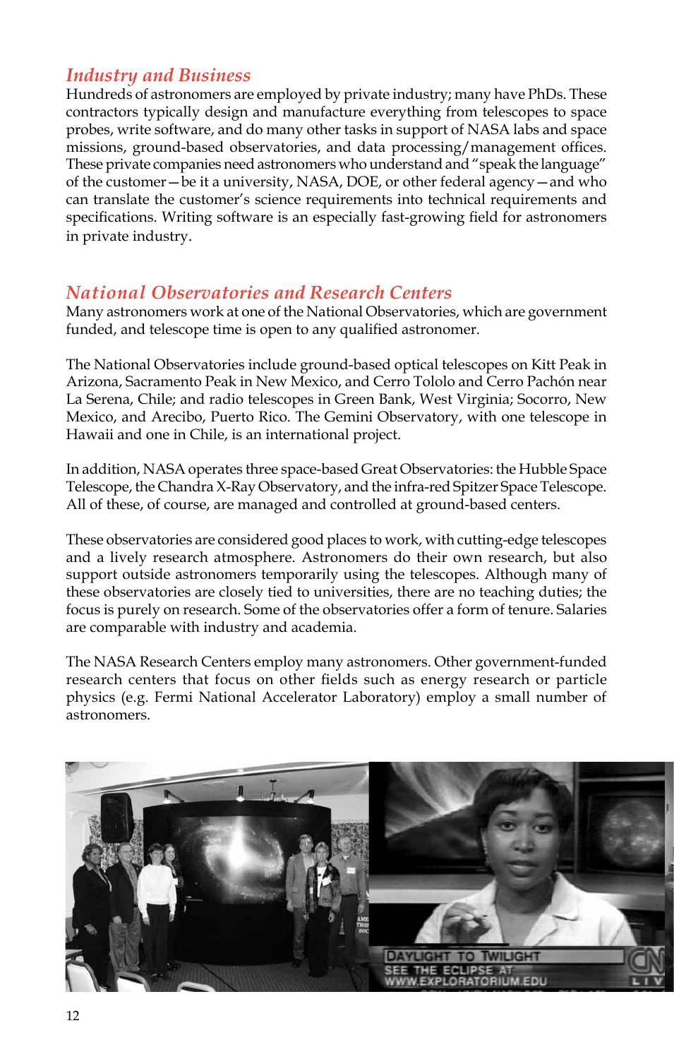## *Industry and Business*

Hundreds of astronomers are employed by private industry; many have PhDs. These contractors typically design and manufacture everything from telescopes to space probes, write software, and do many other tasks in support of NASA labs and space missions, ground-based observatories, and data processing/management offices. These private companies need astronomers who understand and "speak the language" of the customer—be it a university, NASA, DOE, or other federal agency—and who can translate the customer's science requirements into technical requirements and specifications. Writing software is an especially fast-growing field for astronomers in private industry.

## *National Observatories and Research Centers*

Many astronomers work at one of the National Observatories, which are government funded, and telescope time is open to any qualified astronomer.

The National Observatories include ground-based optical telescopes on Kitt Peak in Arizona, Sacramento Peak in New Mexico, and Cerro Tololo and Cerro Pachón near La Serena, Chile; and radio telescopes in Green Bank, West Virginia; Socorro, New Mexico, and Arecibo, Puerto Rico. The Gemini Observatory, with one telescope in Hawaii and one in Chile, is an international project.

In addition, NASA operates three space-based Great Observatories: the Hubble Space Telescope, the Chandra X-Ray Observatory, and the infra-red Spitzer Space Telescope. All of these, of course, are managed and controlled at ground-based centers.

These observatories are considered good places to work, with cutting-edge telescopes and a lively research atmosphere. Astronomers do their own research, but also support outside astronomers temporarily using the telescopes. Although many of these observatories are closely tied to universities, there are no teaching duties; the focus is purely on research. Some of the observatories offer a form of tenure. Salaries are comparable with industry and academia.

The NASA Research Centers employ many astronomers. Other government-funded research centers that focus on other fields such as energy research or particle physics (e.g. Fermi National Accelerator Laboratory) employ a small number of astronomers.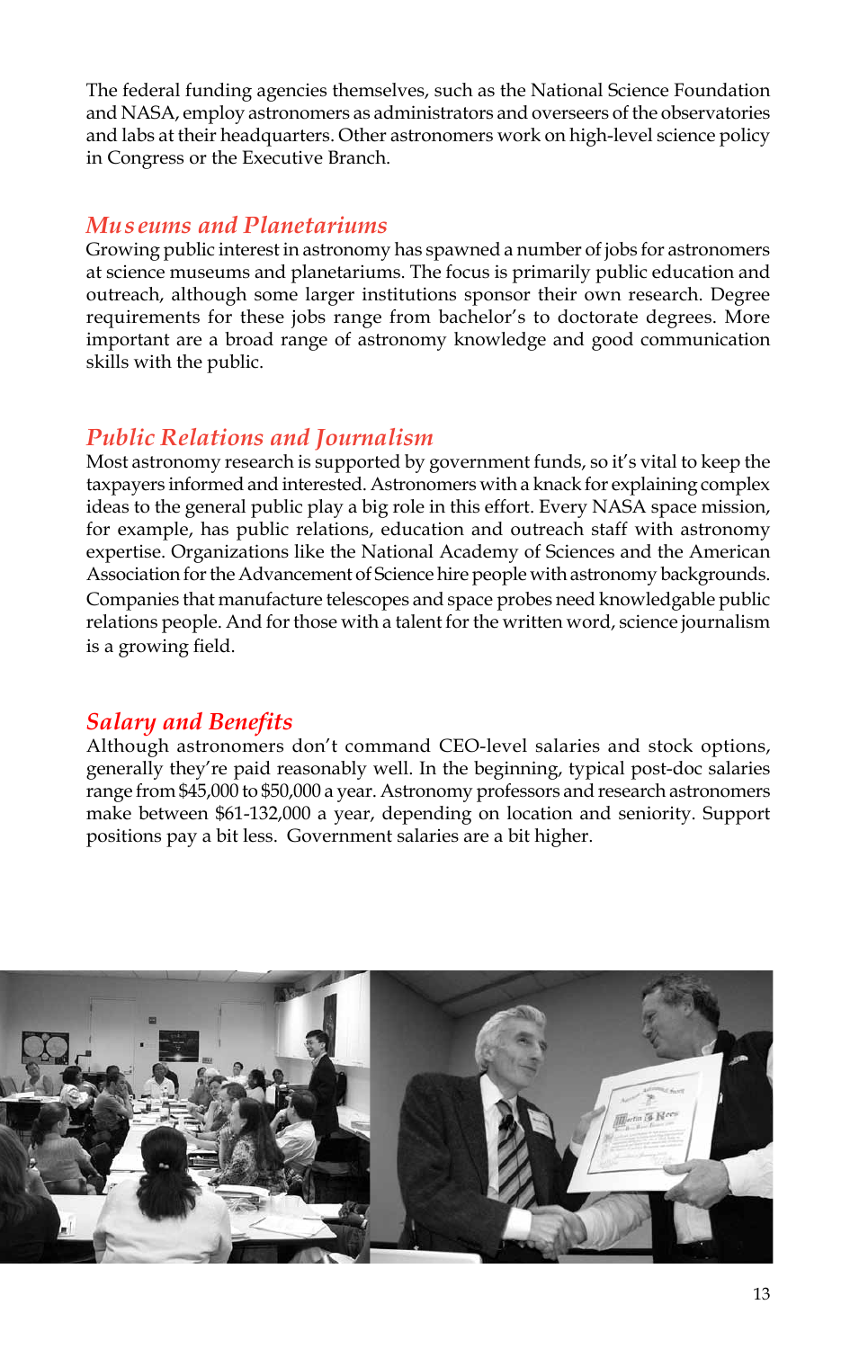The federal funding agencies themselves, such as the National Science Foundation and NASA, employ astronomers as administrators and overseers of the observatories and labs at their headquarters. Other astronomers work on high-level science policy in Congress or the Executive Branch.

## *Museums and Planetariums*

Growing public interest in astronomy has spawned a number of jobs for astronomers at science museums and planetariums. The focus is primarily public education and outreach, although some larger institutions sponsor their own research. Degree requirements for these jobs range from bachelor's to doctorate degrees. More important are a broad range of astronomy knowledge and good communication skills with the public.

## *Public Relations and Journalism*

Most astronomy research is supported by government funds, so it's vital to keep the taxpayers informed and interested. Astronomers with a knack for explaining complex ideas to the general public play a big role in this effort. Every NASA space mission, for example, has public relations, education and outreach staff with astronomy expertise. Organizations like the National Academy of Sciences and the American Association for the Advancement of Science hire people with astronomy backgrounds. Companies that manufacture telescopes and space probes need knowledgable public relations people. And for those with a talent for the written word, science journalism is a growing field.

## *Salary and Benefits*

Although astronomers don't command CEO-level salaries and stock options, generally they're paid reasonably well. In the beginning, typical post-doc salaries range from $45,000 to $50,000 a year. Astronomy professors and research astronomers make between $61-132,000 a year, depending on location and seniority. Support positions pay a bit less. Government salaries are a bit higher.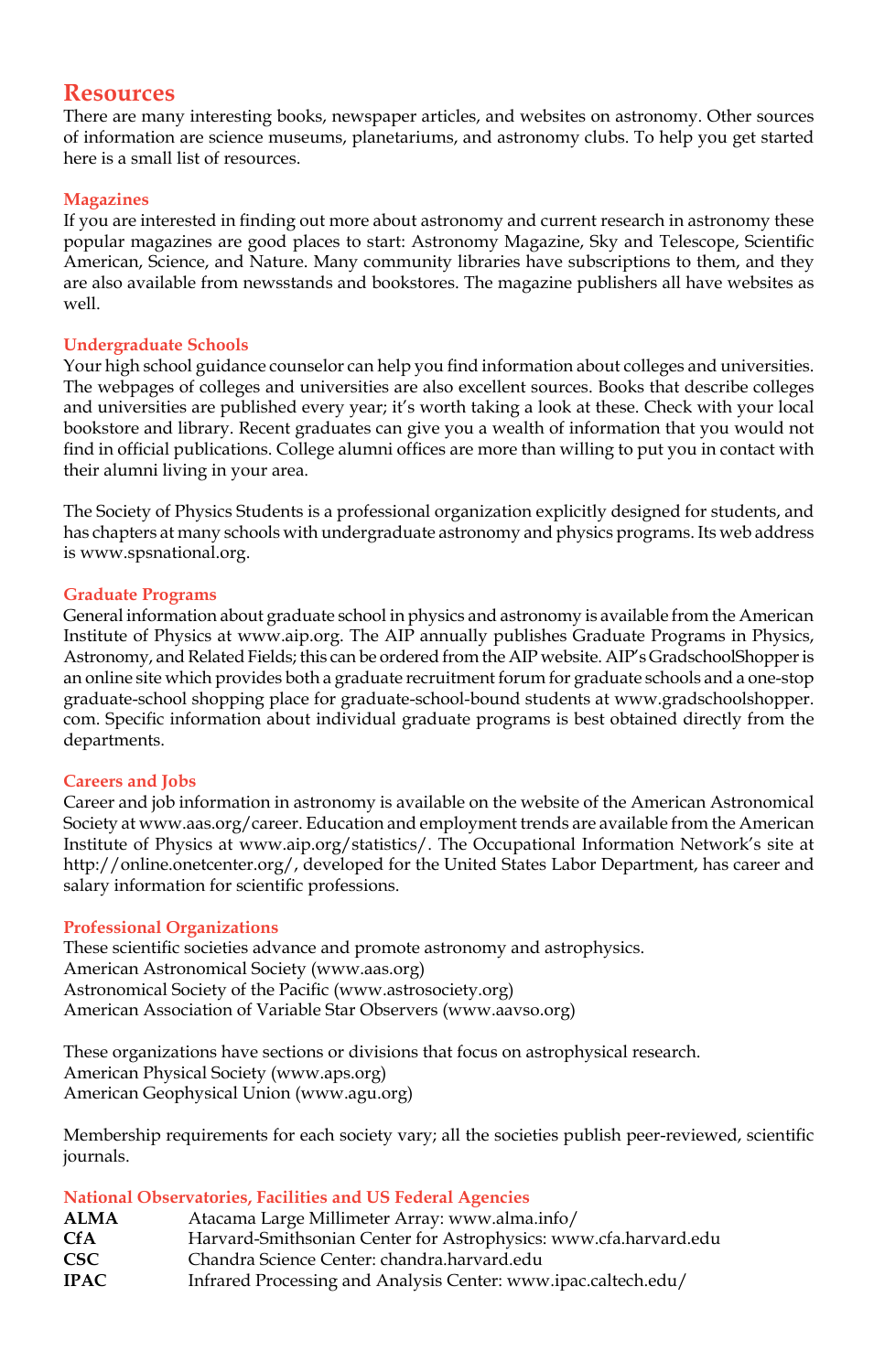# Resources

There are many interesting books, newspaper articles, and websites on astronomy. Other sources of information are science museums, planetariums, and astronomy clubs. To help you get started here is a small list of resources.

## Magazines

If you are interested in finding out more about astronomy and current research in astronomy these popular magazines are good places to start: Astronomy Magazine, Sky and Telescope, Scientific American, Science, and Nature. Many community libraries have subscriptions to them, and they are also available from newsstands and bookstores. The magazine publishers all have websites as well.

## Undergraduate Schools

Your high school guidance counselor can help you find information about colleges and universities. The webpages of colleges and universities are also excellent sources. Books that describe colleges and universities are published every year; it's worth taking a look at these. Check with your local bookstore and library. Recent graduates can give you a wealth of information that you would not find in official publications. College alumni offices are more than willing to put you in contact with their alumni living in your area.

The Society of Physics Students is a professional organization explicitly designed for students, and has chapters at many schools with undergraduate astronomy and physics programs. Its web address is www.spsnational.org.

## Graduate Programs

General information about graduate school in physics and astronomy is available from the American Institute of Physics at www.aip.org. The AIP annually publishes Graduate Programs in Physics, Astronomy, and Related Fields; this can be ordered from the AIP website. AIP's GradschoolShopper is an online site which provides both a graduate recruitment forum for graduate schools and a one-stop graduate-school shopping place for graduate-school-bound students at www.gradschoolshopper.com. Specific information about individual graduate programs is best obtained directly from the departments.

## Careers and Jobs

Career and job information in astronomy is available on the website of the American Astronomical Society at www.aas.org/career. Education and employment trends are available from the American Institute of Physics at www.aip.org/statistics/. The Occupational Information Network's site at http://online.onetcenter.org/, developed for the United States Labor Department, has career and salary information for scientific professions.

## Professional Organizations

These scientific societies advance and promote astronomy and astrophysics.
American Astronomical Society (www.aas.org)
Astronomical Society of the Pacific (www.astrosociety.org)
American Association of Variable Star Observers (www.aavso.org)

These organizations have sections or divisions that focus on astrophysical research.
American Physical Society (www.aps.org)
American Geophysical Union (www.agu.org)

Membership requirements for each society vary; all the societies publish peer-reviewed, scientific journals.

## National Observatories, Facilities and US Federal Agencies

**ALMA** Atacama Large Millimeter Array: www.alma.info/
**CfA** Harvard-Smithsonian Center for Astrophysics: www.cfa.harvard.edu
**CSC** Chandra Science Center: chandra.harvard.edu
**IPAC** Infrared Processing and Analysis Center: www.ipac.caltech.edu/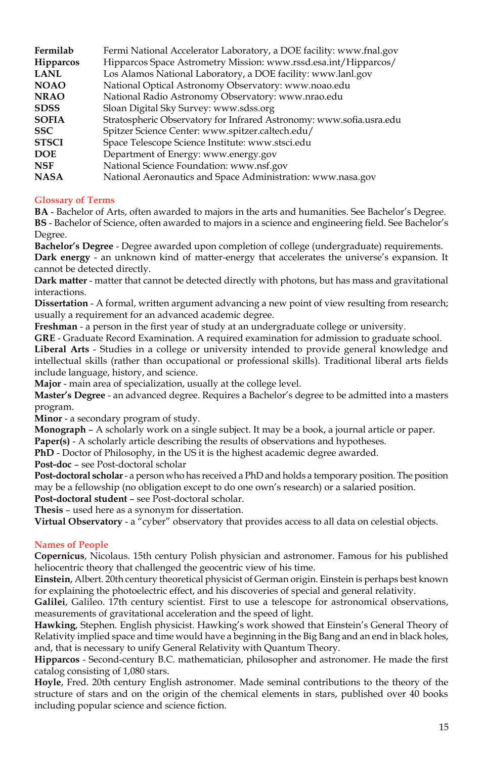| | |
|---|---|
| **Fermilab** | Fermi National Accelerator Laboratory, a DOE facility: www.fnal.gov |
| **Hipparcos** | Hipparcos Space Astrometry Mission: www.rssd.esa.int/Hipparcos/ |
| **LANL** | Los Alamos National Laboratory, a DOE facility: www.lanl.gov |
| **NOAO** | National Optical Astronomy Observatory: www.noao.edu |
| **NRAO** | National Radio Astronomy Observatory: www.nrao.edu |
| **SDSS** | Sloan Digital Sky Survey: www.sdss.org |
| **SOFIA** | Stratospheric Observatory for Infrared Astronomy: www.sofia.usra.edu |
| **SSC** | Spitzer Science Center: www.spitzer.caltech.edu/ |
| **STSCI** | Space Telescope Science Institute: www.stsci.edu |
| **DOE** | Department of Energy: www.energy.gov |
| **NSF** | National Science Foundation: www.nsf.gov |
| **NASA** | National Aeronautics and Space Administration: www.nasa.gov |

## Glossary of Terms

**BA** - Bachelor of Arts, often awarded to majors in the arts and humanities. See Bachelor's Degree.
**BS** - Bachelor of Science, often awarded to majors in a science and engineering field. See Bachelor's Degree.
**Bachelor's Degree** - Degree awarded upon completion of college (undergraduate) requirements.
**Dark energy** - an unknown kind of matter-energy that accelerates the universe's expansion. It cannot be detected directly.
**Dark matter** - matter that cannot be detected directly with photons, but has mass and gravitational interactions.
**Dissertation** - A formal, written argument advancing a new point of view resulting from research; usually a requirement for an advanced academic degree.
**Freshman** - a person in the first year of study at an undergraduate college or university.
**GRE** - Graduate Record Examination. A required examination for admission to graduate school.
**Liberal Arts** - Studies in a college or university intended to provide general knowledge and intellectual skills (rather than occupational or professional skills). Traditional liberal arts fields include language, history, and science.
**Major** - main area of specialization, usually at the college level.
**Master's Degree** - an advanced degree. Requires a Bachelor's degree to be admitted into a masters program.
**Minor** - a secondary program of study.
**Monograph** – A scholarly work on a single subject. It may be a book, a journal article or paper.
**Paper(s)** - A scholarly article describing the results of observations and hypotheses.
**PhD** - Doctor of Philosophy, in the US it is the highest academic degree awarded.
**Post-doc** – see Post-doctoral scholar
**Post-doctoral scholar** - a person who has received a PhD and holds a temporary position. The position may be a fellowship (no obligation except to do one own's research) or a salaried position.
**Post-doctoral student** – see Post-doctoral scholar.
**Thesis** – used here as a synonym for dissertation.
**Virtual Observatory** - a "cyber" observatory that provides access to all data on celestial objects.

## Names of People

**Copernicus**, Nicolaus. 15th century Polish physician and astronomer. Famous for his published heliocentric theory that challenged the geocentric view of his time.
**Einstein**, Albert. 20th century theoretical physicist of German origin. Einstein is perhaps best known for explaining the photoelectric effect, and his discoveries of special and general relativity.
**Galilei**, Galileo. 17th century scientist. First to use a telescope for astronomical observations, measurements of gravitational acceleration and the speed of light.
**Hawking**, Stephen. English physicist. Hawking's work showed that Einstein's General Theory of Relativity implied space and time would have a beginning in the Big Bang and an end in black holes, and, that is necessary to unify General Relativity with Quantum Theory.
**Hipparcos** - Second-century B.C. mathematician, philosopher and astronomer. He made the first catalog consisting of 1,080 stars.
**Hoyle**, Fred. 20th century English astronomer. Made seminal contributions to the theory of the structure of stars and on the origin of the chemical elements in stars, published over 40 books including popular science and science fiction.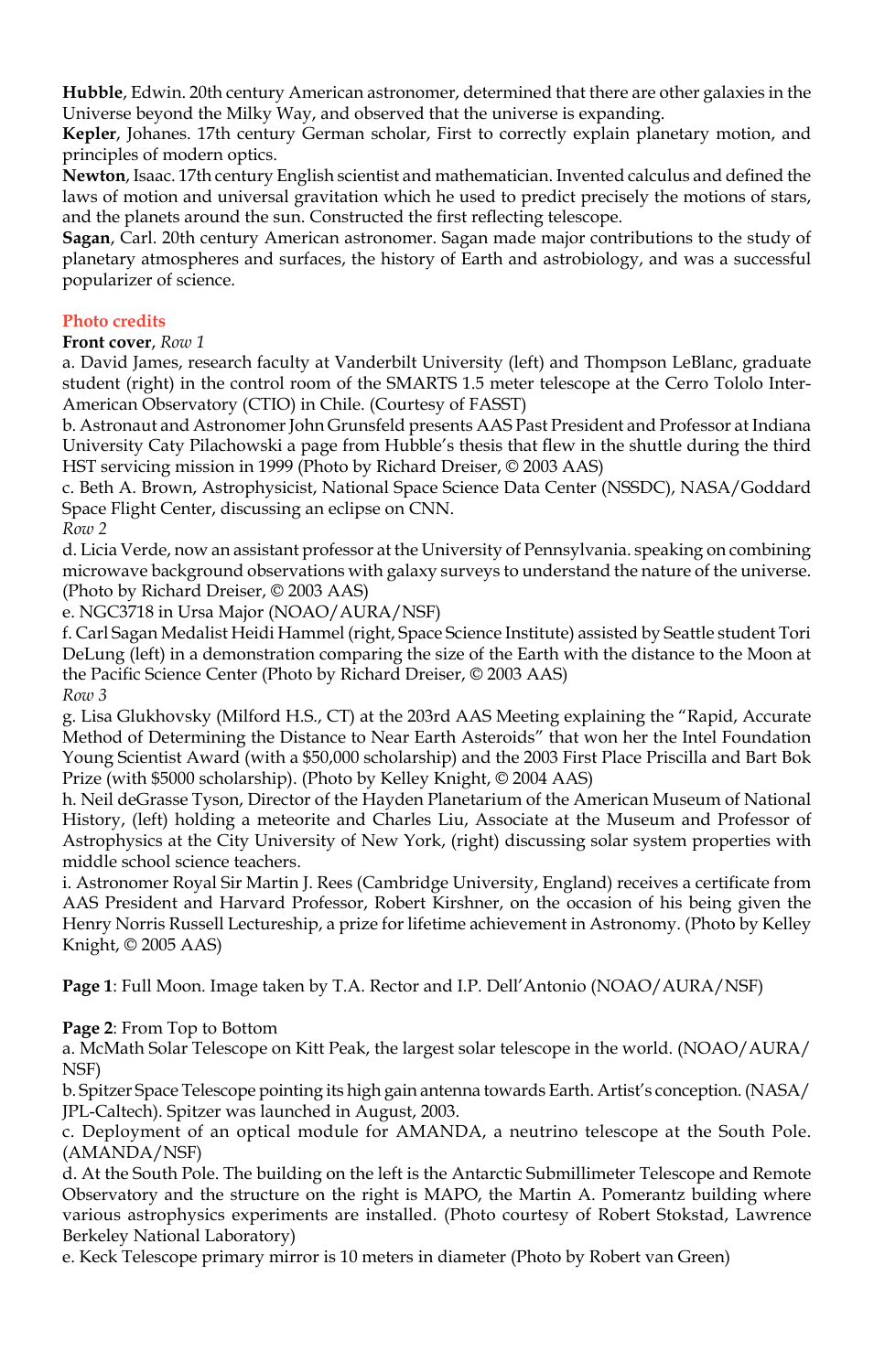**Hubble**, Edwin. 20th century American astronomer, determined that there are other galaxies in the Universe beyond the Milky Way, and observed that the universe is expanding.

**Kepler**, Johanes. 17th century German scholar, First to correctly explain planetary motion, and principles of modern optics.

**Newton**, Isaac. 17th century English scientist and mathematician. Invented calculus and defined the laws of motion and universal gravitation which he used to predict precisely the motions of stars, and the planets around the sun. Constructed the first reflecting telescope.

**Sagan**, Carl. 20th century American astronomer. Sagan made major contributions to the study of planetary atmospheres and surfaces, the history of Earth and astrobiology, and was a successful popularizer of science.

## Photo credits

**Front cover**, *Row 1*

a. David James, research faculty at Vanderbilt University (left) and Thompson LeBlanc, graduate student (right) in the control room of the SMARTS 1.5 meter telescope at the Cerro Tololo Inter-American Observatory (CTIO) in Chile. (Courtesy of FASST)

b. Astronaut and Astronomer John Grunsfeld presents AAS Past President and Professor at Indiana University Caty Pilachowski a page from Hubble's thesis that flew in the shuttle during the third HST servicing mission in 1999 (Photo by Richard Dreiser, © 2003 AAS)

c. Beth A. Brown, Astrophysicist, National Space Science Data Center (NSSDC), NASA/Goddard Space Flight Center, discussing an eclipse on CNN.

*Row 2*

d. Licia Verde, now an assistant professor at the University of Pennsylvania. speaking on combining microwave background observations with galaxy surveys to understand the nature of the universe. (Photo by Richard Dreiser, © 2003 AAS)

e. NGC3718 in Ursa Major (NOAO/AURA/NSF)

f. Carl Sagan Medalist Heidi Hammel (right, Space Science Institute) assisted by Seattle student Tori DeLung (left) in a demonstration comparing the size of the Earth with the distance to the Moon at the Pacific Science Center (Photo by Richard Dreiser, © 2003 AAS)

*Row 3*

g. Lisa Glukhovsky (Milford H.S., CT) at the 203rd AAS Meeting explaining the "Rapid, Accurate Method of Determining the Distance to Near Earth Asteroids" that won her the Intel Foundation Young Scientist Award (with a $50,000 scholarship) and the 2003 First Place Priscilla and Bart Bok Prize (with $5000 scholarship). (Photo by Kelley Knight, © 2004 AAS)

h. Neil deGrasse Tyson, Director of the Hayden Planetarium of the American Museum of National History, (left) holding a meteorite and Charles Liu, Associate at the Museum and Professor of Astrophysics at the City University of New York, (right) discussing solar system properties with middle school science teachers.

i. Astronomer Royal Sir Martin J. Rees (Cambridge University, England) receives a certificate from AAS President and Harvard Professor, Robert Kirshner, on the occasion of his being given the Henry Norris Russell Lectureship, a prize for lifetime achievement in Astronomy. (Photo by Kelley Knight, © 2005 AAS)

**Page 1**: Full Moon. Image taken by T.A. Rector and I.P. Dell'Antonio (NOAO/AURA/NSF)

**Page 2**: From Top to Bottom

a. McMath Solar Telescope on Kitt Peak, the largest solar telescope in the world. (NOAO/AURA/NSF)

b. Spitzer Space Telescope pointing its high gain antenna towards Earth. Artist's conception. (NASA/JPL-Caltech). Spitzer was launched in August, 2003.

c. Deployment of an optical module for AMANDA, a neutrino telescope at the South Pole. (AMANDA/NSF)

d. At the South Pole. The building on the left is the Antarctic Submillimeter Telescope and Remote Observatory and the structure on the right is MAPO, the Martin A. Pomerantz building where various astrophysics experiments are installed. (Photo courtesy of Robert Stokstad, Lawrence Berkeley National Laboratory)

e. Keck Telescope primary mirror is 10 meters in diameter (Photo by Robert van Green)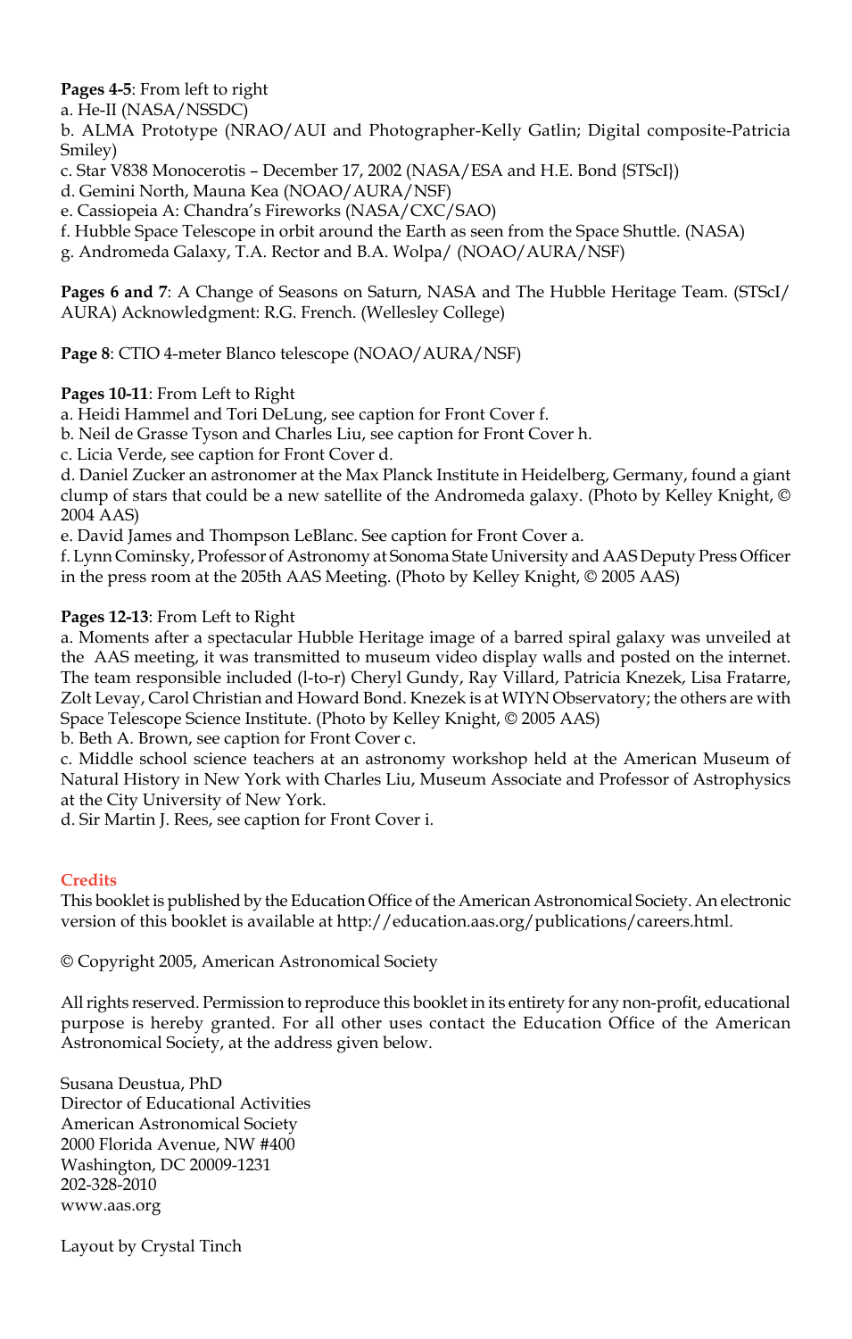**Pages 4-5**: From left to right

a. He-II (NASA/NSSDC)

b. ALMA Prototype (NRAO/AUI and Photographer-Kelly Gatlin; Digital composite-Patricia Smiley)

c. Star V838 Monocerotis – December 17, 2002 (NASA/ESA and H.E. Bond {STScI})

d. Gemini North, Mauna Kea (NOAO/AURA/NSF)

e. Cassiopeia A: Chandra's Fireworks (NASA/CXC/SAO)

f. Hubble Space Telescope in orbit around the Earth as seen from the Space Shuttle. (NASA)

g. Andromeda Galaxy, T.A. Rector and B.A. Wolpa/ (NOAO/AURA/NSF)

**Pages 6 and 7**: A Change of Seasons on Saturn, NASA and The Hubble Heritage Team. (STScI/ AURA) Acknowledgment: R.G. French. (Wellesley College)

**Page 8**: CTIO 4-meter Blanco telescope (NOAO/AURA/NSF)

**Pages 10-11**: From Left to Right

a. Heidi Hammel and Tori DeLung, see caption for Front Cover f.

b. Neil de Grasse Tyson and Charles Liu, see caption for Front Cover h.

c. Licia Verde, see caption for Front Cover d.

d. Daniel Zucker an astronomer at the Max Planck Institute in Heidelberg, Germany, found a giant clump of stars that could be a new satellite of the Andromeda galaxy. (Photo by Kelley Knight, © 2004 AAS)

e. David James and Thompson LeBlanc. See caption for Front Cover a.

f. Lynn Cominsky, Professor of Astronomy at Sonoma State University and AAS Deputy Press Officer in the press room at the 205th AAS Meeting. (Photo by Kelley Knight, © 2005 AAS)

**Pages 12-13**: From Left to Right

a. Moments after a spectacular Hubble Heritage image of a barred spiral galaxy was unveiled at the AAS meeting, it was transmitted to museum video display walls and posted on the internet. The team responsible included (l-to-r) Cheryl Gundy, Ray Villard, Patricia Knezek, Lisa Fratarre, Zolt Levay, Carol Christian and Howard Bond. Knezek is at WIYN Observatory; the others are with Space Telescope Science Institute. (Photo by Kelley Knight, © 2005 AAS)

b. Beth A. Brown, see caption for Front Cover c.

c. Middle school science teachers at an astronomy workshop held at the American Museum of Natural History in New York with Charles Liu, Museum Associate and Professor of Astrophysics at the City University of New York.

d. Sir Martin J. Rees, see caption for Front Cover i.

## Credits

This booklet is published by the Education Office of the American Astronomical Society. An electronic version of this booklet is available at http://education.aas.org/publications/careers.html.

© Copyright 2005, American Astronomical Society

All rights reserved. Permission to reproduce this booklet in its entirety for any non-profit, educational purpose is hereby granted. For all other uses contact the Education Office of the American Astronomical Society, at the address given below.

Susana Deustua, PhD
Director of Educational Activities
American Astronomical Society
2000 Florida Avenue, NW #400
Washington, DC 20009-1231
202-328-2010
www.aas.org

Layout by Crystal Tinch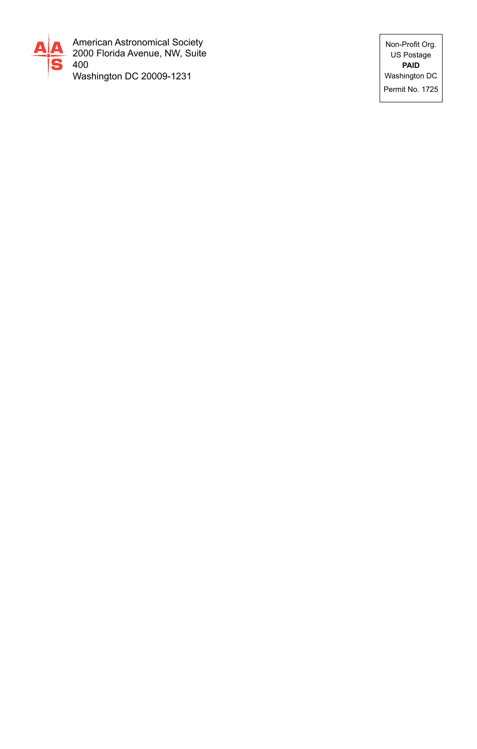American Astronomical Society
2000 Florida Avenue, NW, Suite 400
Washington DC 20009-1231

Non-Profit Org.
US Postage
**PAID**
Washington DC
Permit No. 1725